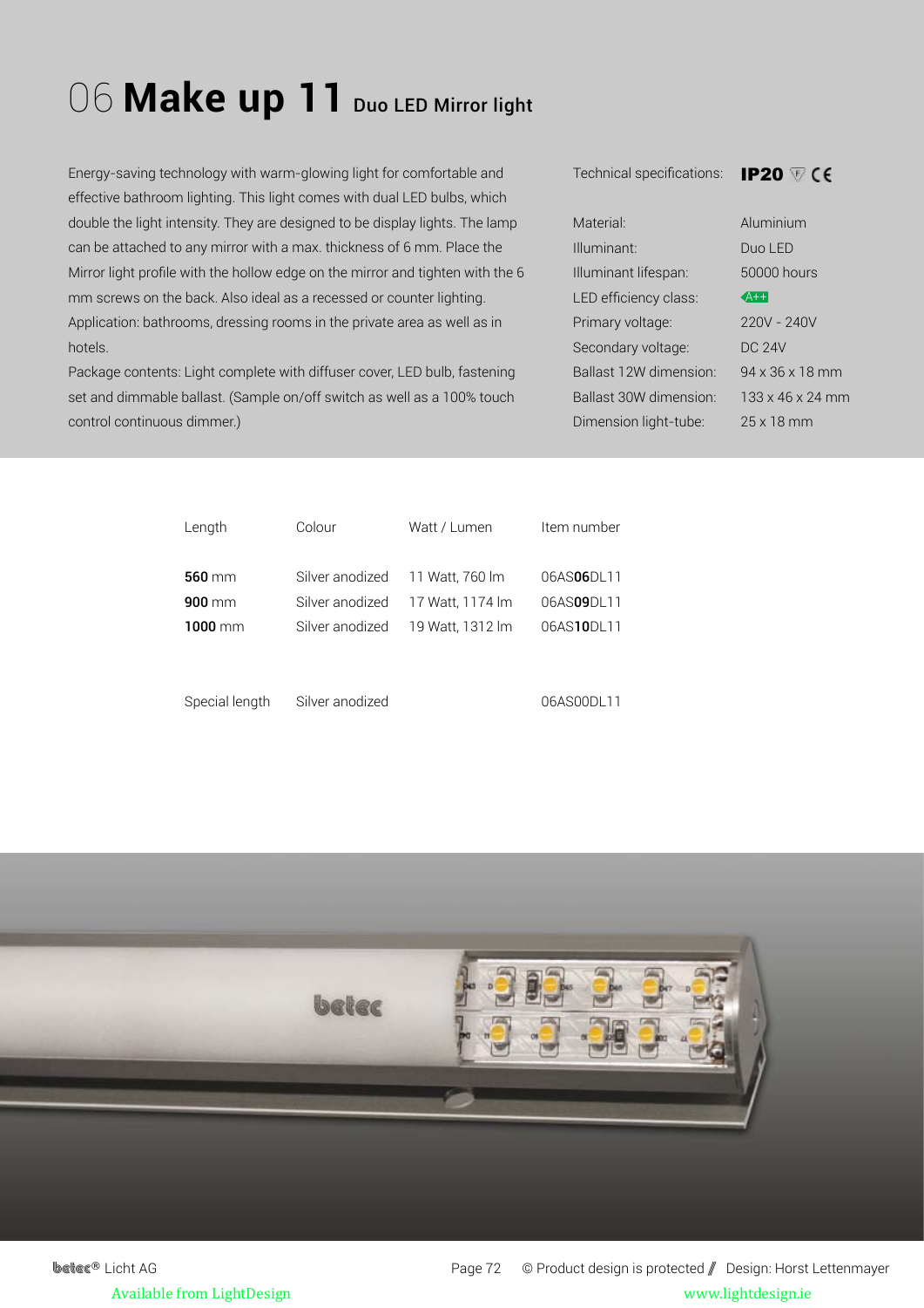# 06 **Make up 11** Duo LED Mirror light

Energy-saving technology with warm-glowing light for comfortable and effective bathroom lighting. This light comes with dual LED bulbs, which double the light intensity. They are designed to be display lights. The lamp can be attached to any mirror with a max. thickness of 6 mm. Place the Mirror light profile with the hollow edge on the mirror and tighten with the 6 mm screws on the back. Also ideal as a recessed or counter lighting.
Application: bathrooms, dressing rooms in the private area as well as in hotels.
Package contents: Light complete with diffuser cover, LED bulb, fastening set and dimmable ballast. (Sample on/off switch as well as a 100% touch control continuous dimmer.)

Technical specifications: **IP20** CE

| | |
|---|---|
| Material: | Aluminium |
| Illuminant: | Duo LED |
| Illuminant lifespan: | 50000 hours |
| LED efficiency class: | A++ |
| Primary voltage: | 220V - 240V |
| Secondary voltage: | DC 24V |
| Ballast 12W dimension: | 94 x 36 x 18 mm |
| Ballast 30W dimension: | 133 x 46 x 24 mm |
| Dimension light-tube: | 25 x 18 mm |

| Length | Colour | Watt / Lumen | Item number |
|---|---|---|---|
| **560** mm | Silver anodized | 11 Watt, 760 lm | 06AS**06**DL11 |
| **900** mm | Silver anodized | 17 Watt, 1174 lm | 06AS**09**DL11 |
| **1000** mm | Silver anodized | 19 Watt, 1312 lm | 06AS**10**DL11 |
| Special length | Silver anodized | | 06AS00DL11 |

betec® Licht AG

© Product design is protected // Design: Horst Lettenmayer

Available from LightDesign www.lightdesign.ie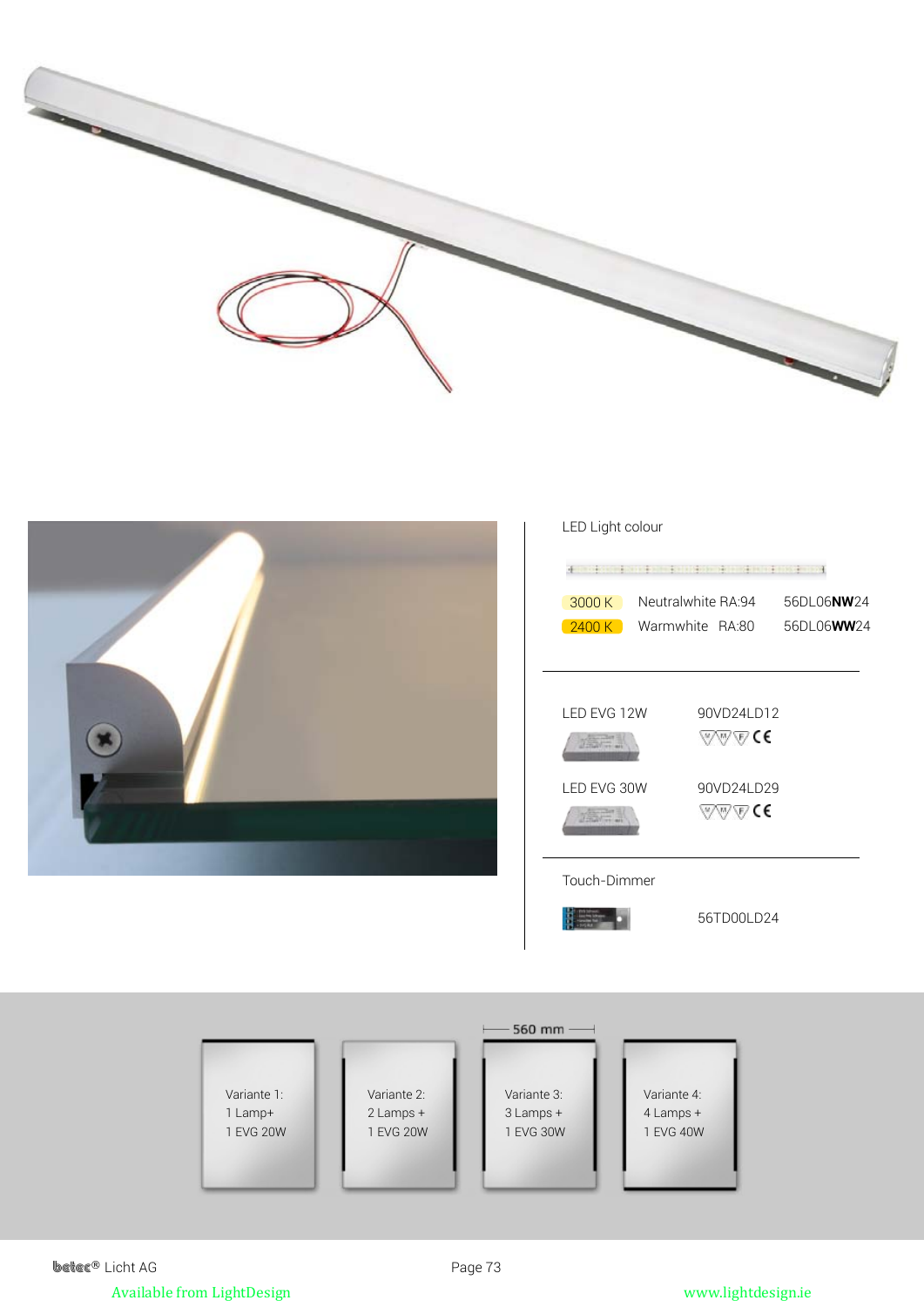LED Light colour

| | | |
|---|---|---|
| 3000 K | Neutralwhite RA:94 | 56DL06**NW**24 |
| 2400 K | Warmwhite RA:80 | 56DL06**WW**24 |

| | |
|---|---|
| LED EVG 12W | 90VD24LD12 |
| LED EVG 30W | 90VD24LD29 |

Touch-Dimmer 56TD00LD24

560 mm

Variante 1:
1 Lamp+
1 EVG 20W

Variante 2:
2 Lamps +
1 EVG 20W

Variante 3:
3 Lamps +
1 EVG 30W

Variante 4:
4 Lamps +
1 EVG 40W

betec® Licht AG

Available from LightDesign

www.lightdesign.ie